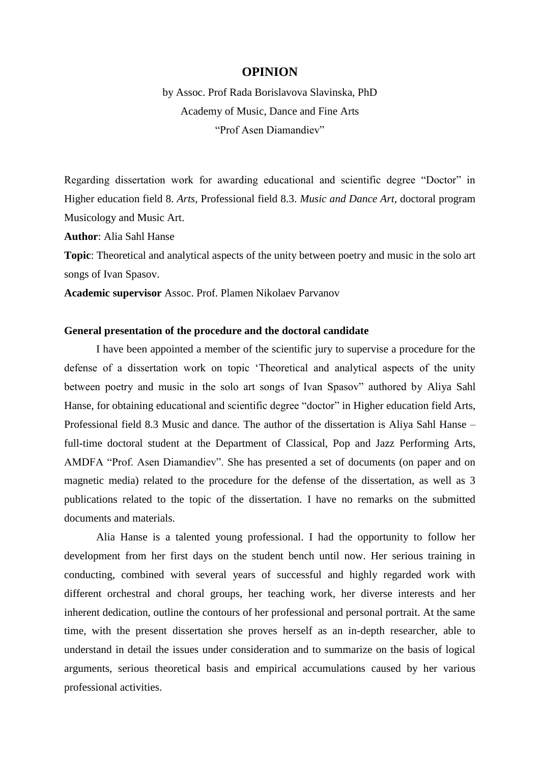# OPINION

by Assoc. Prof Rada Borislavova Slavinska, PhD
Academy of Music, Dance and Fine Arts
"Prof Asen Diamandiev"

Regarding dissertation work for awarding educational and scientific degree "Doctor" in Higher education field 8. *Arts*, Professional field 8.3. *Music and Dance Art*, doctoral program Musicology and Music Art.

**Author**: Alia Sahl Hanse

**Topic**: Theoretical and analytical aspects of the unity between poetry and music in the solo art songs of Ivan Spasov.

**Academic supervisor** Assoc. Prof. Plamen Nikolaev Parvanov

**General presentation of the procedure and the doctoral candidate**

I have been appointed a member of the scientific jury to supervise a procedure for the defense of a dissertation work on topic 'Theoretical and analytical aspects of the unity between poetry and music in the solo art songs of Ivan Spasov" authored by Aliya Sahl Hanse, for obtaining educational and scientific degree "doctor" in Higher education field Arts, Professional field 8.3 Music and dance. The author of the dissertation is Aliya Sahl Hanse – full-time doctoral student at the Department of Classical, Pop and Jazz Performing Arts, AMDFA "Prof. Asen Diamandiev". She has presented a set of documents (on paper and on magnetic media) related to the procedure for the defense of the dissertation, as well as 3 publications related to the topic of the dissertation. I have no remarks on the submitted documents and materials.

Alia Hanse is a talented young professional. I had the opportunity to follow her development from her first days on the student bench until now. Her serious training in conducting, combined with several years of successful and highly regarded work with different orchestral and choral groups, her teaching work, her diverse interests and her inherent dedication, outline the contours of her professional and personal portrait. At the same time, with the present dissertation she proves herself as an in-depth researcher, able to understand in detail the issues under consideration and to summarize on the basis of logical arguments, serious theoretical basis and empirical accumulations caused by her various professional activities.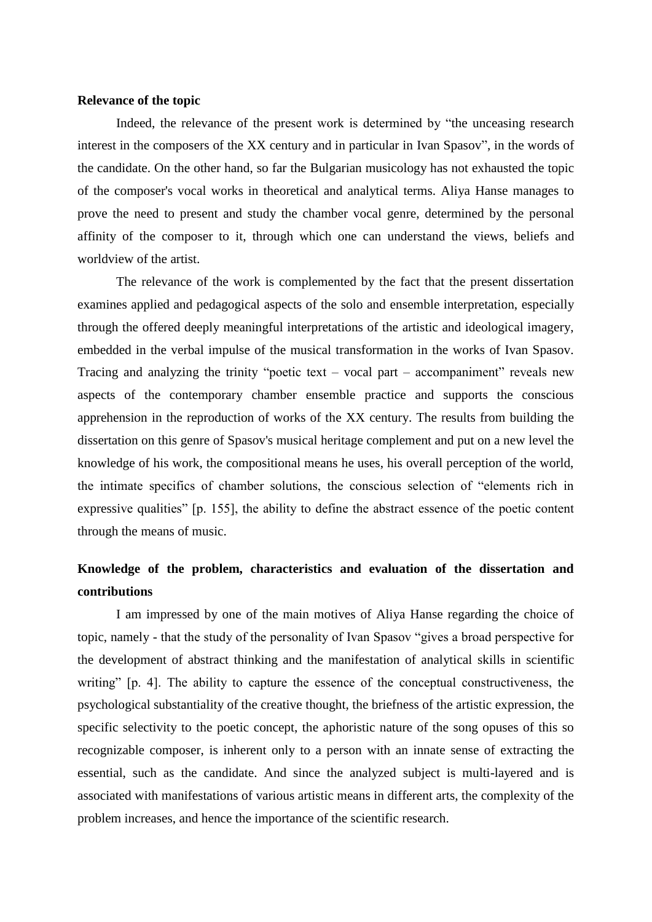**Relevance of the topic**

Indeed, the relevance of the present work is determined by "the unceasing research interest in the composers of the XX century and in particular in Ivan Spasov", in the words of the candidate. On the other hand, so far the Bulgarian musicology has not exhausted the topic of the composer's vocal works in theoretical and analytical terms. Aliya Hanse manages to prove the need to present and study the chamber vocal genre, determined by the personal affinity of the composer to it, through which one can understand the views, beliefs and worldview of the artist.

The relevance of the work is complemented by the fact that the present dissertation examines applied and pedagogical aspects of the solo and ensemble interpretation, especially through the offered deeply meaningful interpretations of the artistic and ideological imagery, embedded in the verbal impulse of the musical transformation in the works of Ivan Spasov. Tracing and analyzing the trinity "poetic text – vocal part – accompaniment" reveals new aspects of the contemporary chamber ensemble practice and supports the conscious apprehension in the reproduction of works of the XX century. The results from building the dissertation on this genre of Spasov's musical heritage complement and put on a new level the knowledge of his work, the compositional means he uses, his overall perception of the world, the intimate specifics of chamber solutions, the conscious selection of "elements rich in expressive qualities" [p. 155], the ability to define the abstract essence of the poetic content through the means of music.

**Knowledge of the problem, characteristics and evaluation of the dissertation and contributions**

I am impressed by one of the main motives of Aliya Hanse regarding the choice of topic, namely - that the study of the personality of Ivan Spasov "gives a broad perspective for the development of abstract thinking and the manifestation of analytical skills in scientific writing" [p. 4]. The ability to capture the essence of the conceptual constructiveness, the psychological substantiality of the creative thought, the briefness of the artistic expression, the specific selectivity to the poetic concept, the aphoristic nature of the song opuses of this so recognizable composer, is inherent only to a person with an innate sense of extracting the essential, such as the candidate. And since the analyzed subject is multi-layered and is associated with manifestations of various artistic means in different arts, the complexity of the problem increases, and hence the importance of the scientific research.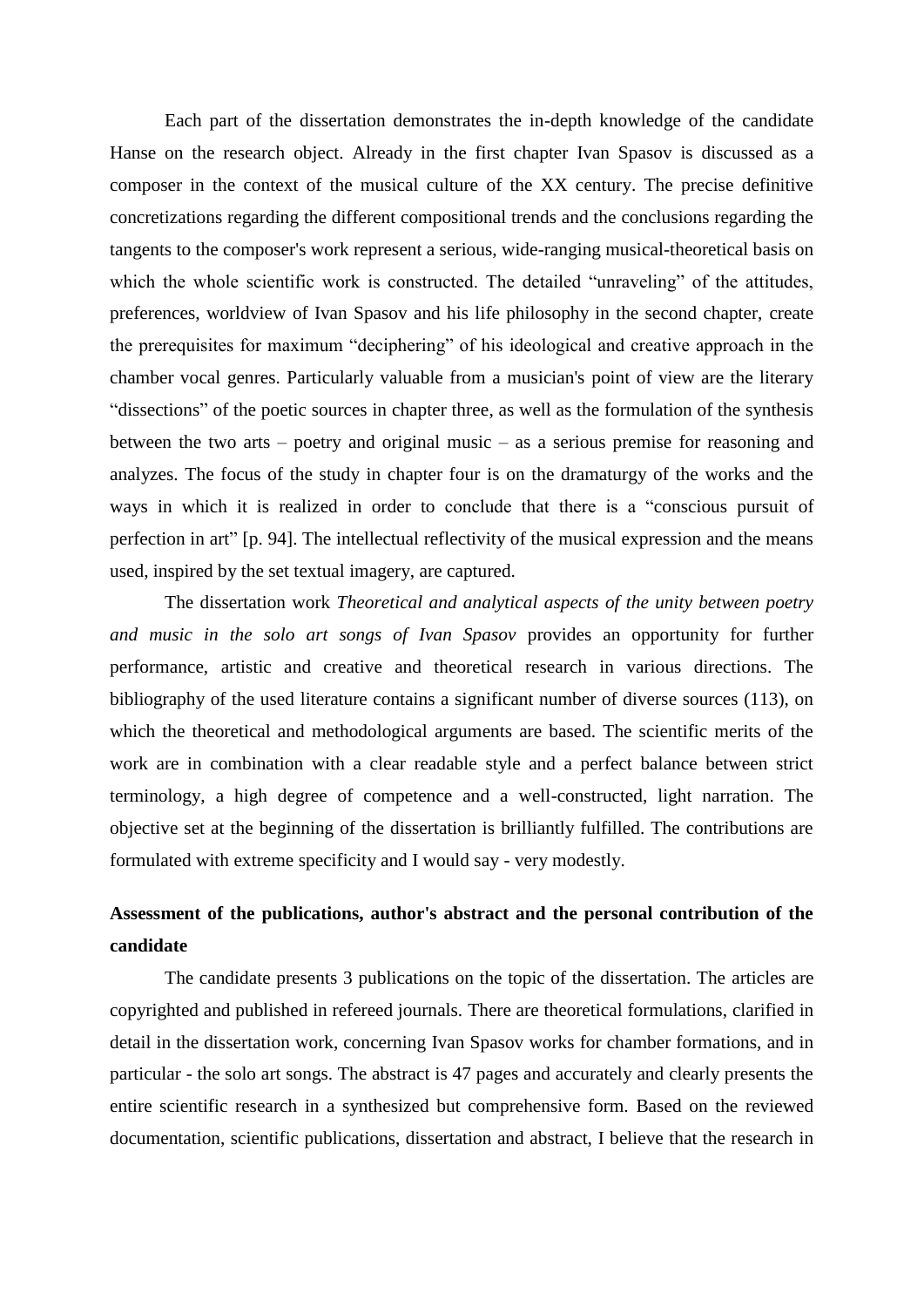Each part of the dissertation demonstrates the in-depth knowledge of the candidate Hanse on the research object. Already in the first chapter Ivan Spasov is discussed as a composer in the context of the musical culture of the XX century. The precise definitive concretizations regarding the different compositional trends and the conclusions regarding the tangents to the composer's work represent a serious, wide-ranging musical-theoretical basis on which the whole scientific work is constructed. The detailed "unraveling" of the attitudes, preferences, worldview of Ivan Spasov and his life philosophy in the second chapter, create the prerequisites for maximum "deciphering" of his ideological and creative approach in the chamber vocal genres. Particularly valuable from a musician's point of view are the literary "dissections" of the poetic sources in chapter three, as well as the formulation of the synthesis between the two arts – poetry and original music – as a serious premise for reasoning and analyzes. The focus of the study in chapter four is on the dramaturgy of the works and the ways in which it is realized in order to conclude that there is a "conscious pursuit of perfection in art" [p. 94]. The intellectual reflectivity of the musical expression and the means used, inspired by the set textual imagery, are captured.

The dissertation work *Theoretical and analytical aspects of the unity between poetry and music in the solo art songs of Ivan Spasov* provides an opportunity for further performance, artistic and creative and theoretical research in various directions. The bibliography of the used literature contains a significant number of diverse sources (113), on which the theoretical and methodological arguments are based. The scientific merits of the work are in combination with a clear readable style and a perfect balance between strict terminology, a high degree of competence and a well-constructed, light narration. The objective set at the beginning of the dissertation is brilliantly fulfilled. The contributions are formulated with extreme specificity and I would say - very modestly.

**Assessment of the publications, author's abstract and the personal contribution of the candidate**

The candidate presents 3 publications on the topic of the dissertation. The articles are copyrighted and published in refereed journals. There are theoretical formulations, clarified in detail in the dissertation work, concerning Ivan Spasov works for chamber formations, and in particular - the solo art songs. The abstract is 47 pages and accurately and clearly presents the entire scientific research in a synthesized but comprehensive form. Based on the reviewed documentation, scientific publications, dissertation and abstract, I believe that the research in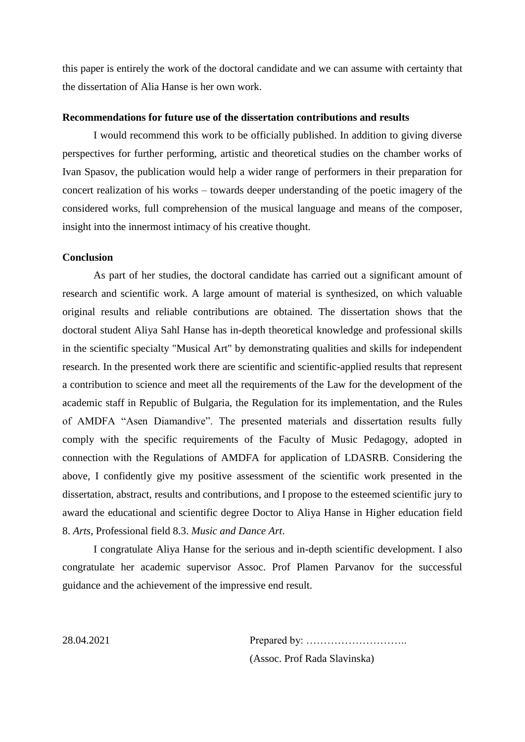this paper is entirely the work of the doctoral candidate and we can assume with certainty that the dissertation of Alia Hanse is her own work.

**Recommendations for future use of the dissertation contributions and results**

I would recommend this work to be officially published. In addition to giving diverse perspectives for further performing, artistic and theoretical studies on the chamber works of Ivan Spasov, the publication would help a wider range of performers in their preparation for concert realization of his works – towards deeper understanding of the poetic imagery of the considered works, full comprehension of the musical language and means of the composer, insight into the innermost intimacy of his creative thought.

**Conclusion**

As part of her studies, the doctoral candidate has carried out a significant amount of research and scientific work. A large amount of material is synthesized, on which valuable original results and reliable contributions are obtained. The dissertation shows that the doctoral student Aliya Sahl Hanse has in-depth theoretical knowledge and professional skills in the scientific specialty "Musical Art" by demonstrating qualities and skills for independent research. In the presented work there are scientific and scientific-applied results that represent a contribution to science and meet all the requirements of the Law for the development of the academic staff in Republic of Bulgaria, the Regulation for its implementation, and the Rules of AMDFA "Asen Diamandive". The presented materials and dissertation results fully comply with the specific requirements of the Faculty of Music Pedagogy, adopted in connection with the Regulations of AMDFA for application of LDASRB. Considering the above, I confidently give my positive assessment of the scientific work presented in the dissertation, abstract, results and contributions, and I propose to the esteemed scientific jury to award the educational and scientific degree Doctor to Aliya Hanse in Higher education field 8. *Arts*, Professional field 8.3. *Music and Dance Art*.

I congratulate Aliya Hanse for the serious and in-depth scientific development. I also congratulate her academic supervisor Assoc. Prof Plamen Parvanov for the successful guidance and the achievement of the impressive end result.

28.04.2021

Prepared by: ………………………..

(Assoc. Prof Rada Slavinska)